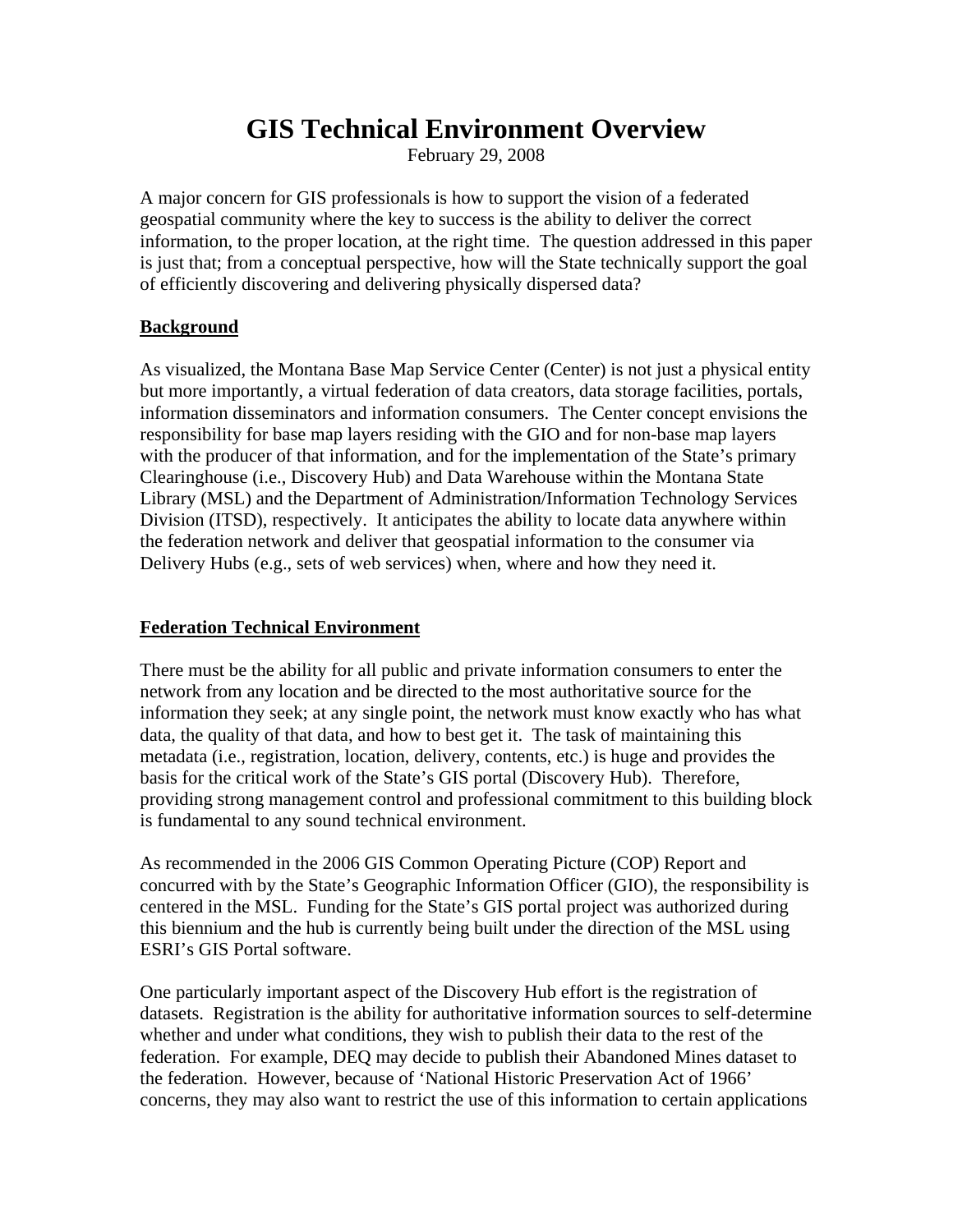# GIS Technical Environment Overview

February 29, 2008

A major concern for GIS professionals is how to support the vision of a federated geospatial community where the key to success is the ability to deliver the correct information, to the proper location, at the right time. The question addressed in this paper is just that; from a conceptual perspective, how will the State technically support the goal of efficiently discovering and delivering physically dispersed data?

## Background

As visualized, the Montana Base Map Service Center (Center) is not just a physical entity but more importantly, a virtual federation of data creators, data storage facilities, portals, information disseminators and information consumers. The Center concept envisions the responsibility for base map layers residing with the GIO and for non-base map layers with the producer of that information, and for the implementation of the State's primary Clearinghouse (i.e., Discovery Hub) and Data Warehouse within the Montana State Library (MSL) and the Department of Administration/Information Technology Services Division (ITSD), respectively. It anticipates the ability to locate data anywhere within the federation network and deliver that geospatial information to the consumer via Delivery Hubs (e.g., sets of web services) when, where and how they need it.

## Federation Technical Environment

There must be the ability for all public and private information consumers to enter the network from any location and be directed to the most authoritative source for the information they seek; at any single point, the network must know exactly who has what data, the quality of that data, and how to best get it. The task of maintaining this metadata (i.e., registration, location, delivery, contents, etc.) is huge and provides the basis for the critical work of the State's GIS portal (Discovery Hub). Therefore, providing strong management control and professional commitment to this building block is fundamental to any sound technical environment.

As recommended in the 2006 GIS Common Operating Picture (COP) Report and concurred with by the State's Geographic Information Officer (GIO), the responsibility is centered in the MSL. Funding for the State's GIS portal project was authorized during this biennium and the hub is currently being built under the direction of the MSL using ESRI's GIS Portal software.

One particularly important aspect of the Discovery Hub effort is the registration of datasets. Registration is the ability for authoritative information sources to self-determine whether and under what conditions, they wish to publish their data to the rest of the federation. For example, DEQ may decide to publish their Abandoned Mines dataset to the federation. However, because of 'National Historic Preservation Act of 1966' concerns, they may also want to restrict the use of this information to certain applications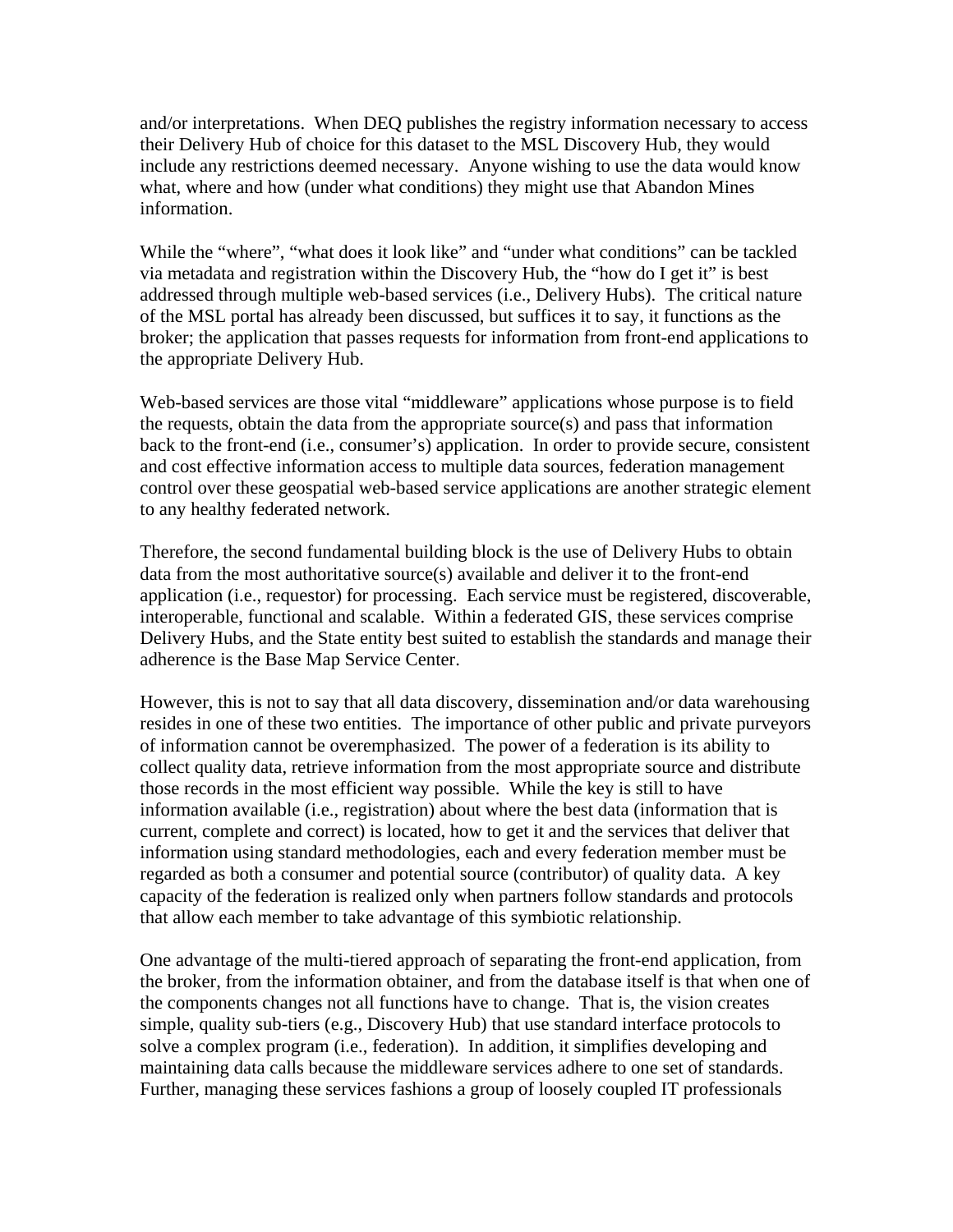and/or interpretations. When DEQ publishes the registry information necessary to access their Delivery Hub of choice for this dataset to the MSL Discovery Hub, they would include any restrictions deemed necessary. Anyone wishing to use the data would know what, where and how (under what conditions) they might use that Abandon Mines information.

While the "where", "what does it look like" and "under what conditions" can be tackled via metadata and registration within the Discovery Hub, the "how do I get it" is best addressed through multiple web-based services (i.e., Delivery Hubs). The critical nature of the MSL portal has already been discussed, but suffices it to say, it functions as the broker; the application that passes requests for information from front-end applications to the appropriate Delivery Hub.

Web-based services are those vital "middleware" applications whose purpose is to field the requests, obtain the data from the appropriate source(s) and pass that information back to the front-end (i.e., consumer's) application. In order to provide secure, consistent and cost effective information access to multiple data sources, federation management control over these geospatial web-based service applications are another strategic element to any healthy federated network.

Therefore, the second fundamental building block is the use of Delivery Hubs to obtain data from the most authoritative source(s) available and deliver it to the front-end application (i.e., requestor) for processing. Each service must be registered, discoverable, interoperable, functional and scalable. Within a federated GIS, these services comprise Delivery Hubs, and the State entity best suited to establish the standards and manage their adherence is the Base Map Service Center.

However, this is not to say that all data discovery, dissemination and/or data warehousing resides in one of these two entities. The importance of other public and private purveyors of information cannot be overemphasized. The power of a federation is its ability to collect quality data, retrieve information from the most appropriate source and distribute those records in the most efficient way possible. While the key is still to have information available (i.e., registration) about where the best data (information that is current, complete and correct) is located, how to get it and the services that deliver that information using standard methodologies, each and every federation member must be regarded as both a consumer and potential source (contributor) of quality data. A key capacity of the federation is realized only when partners follow standards and protocols that allow each member to take advantage of this symbiotic relationship.

One advantage of the multi-tiered approach of separating the front-end application, from the broker, from the information obtainer, and from the database itself is that when one of the components changes not all functions have to change. That is, the vision creates simple, quality sub-tiers (e.g., Discovery Hub) that use standard interface protocols to solve a complex program (i.e., federation). In addition, it simplifies developing and maintaining data calls because the middleware services adhere to one set of standards. Further, managing these services fashions a group of loosely coupled IT professionals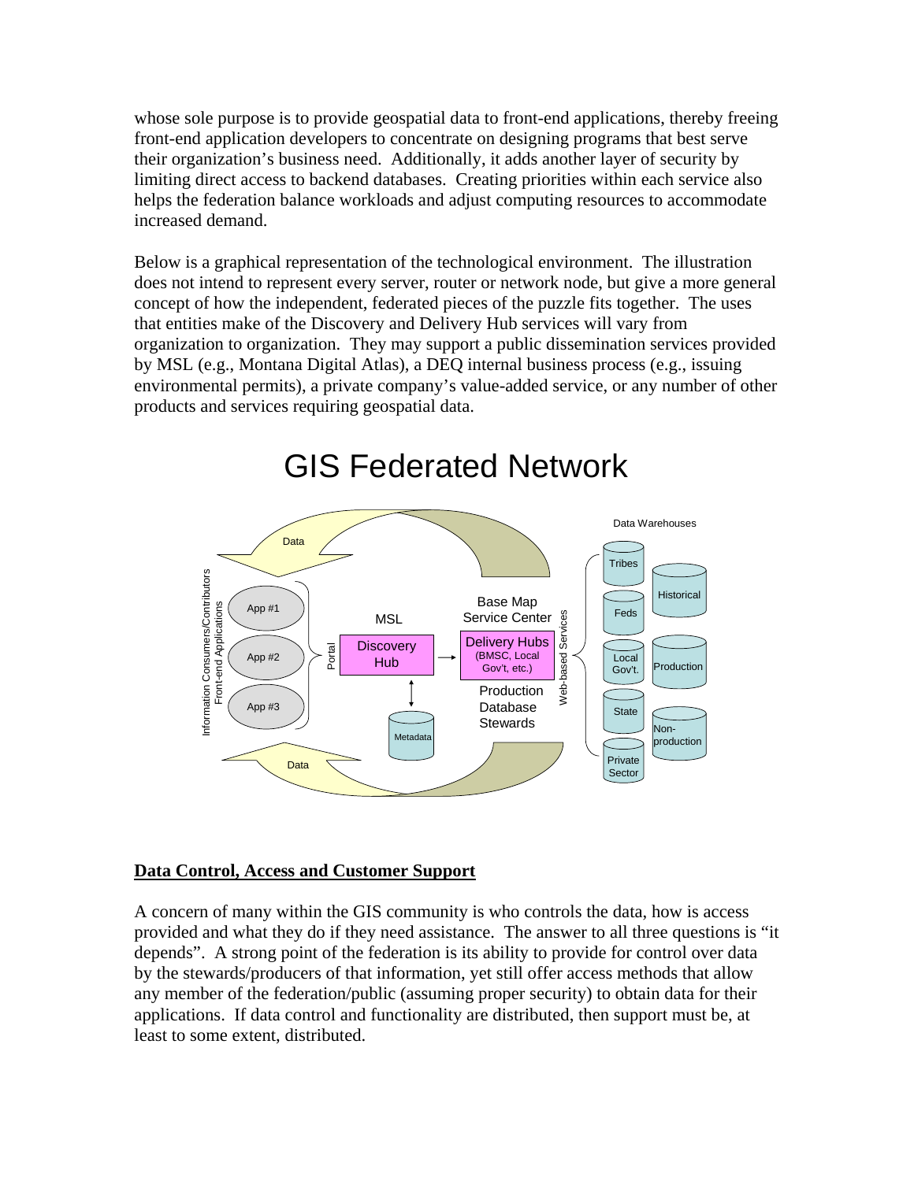whose sole purpose is to provide geospatial data to front-end applications, thereby freeing front-end application developers to concentrate on designing programs that best serve their organization's business need. Additionally, it adds another layer of security by limiting direct access to backend databases. Creating priorities within each service also helps the federation balance workloads and adjust computing resources to accommodate increased demand.

Below is a graphical representation of the technological environment. The illustration does not intend to represent every server, router or network node, but give a more general concept of how the independent, federated pieces of the puzzle fits together. The uses that entities make of the Discovery and Delivery Hub services will vary from organization to organization. They may support a public dissemination services provided by MSL (e.g., Montana Digital Atlas), a DEQ internal business process (e.g., issuing environmental permits), a private company's value-added service, or any number of other products and services requiring geospatial data.

GIS Federated Network

**Data Control, Access and Customer Support**

A concern of many within the GIS community is who controls the data, how is access provided and what they do if they need assistance. The answer to all three questions is "it depends". A strong point of the federation is its ability to provide for control over data by the stewards/producers of that information, yet still offer access methods that allow any member of the federation/public (assuming proper security) to obtain data for their applications. If data control and functionality are distributed, then support must be, at least to some extent, distributed.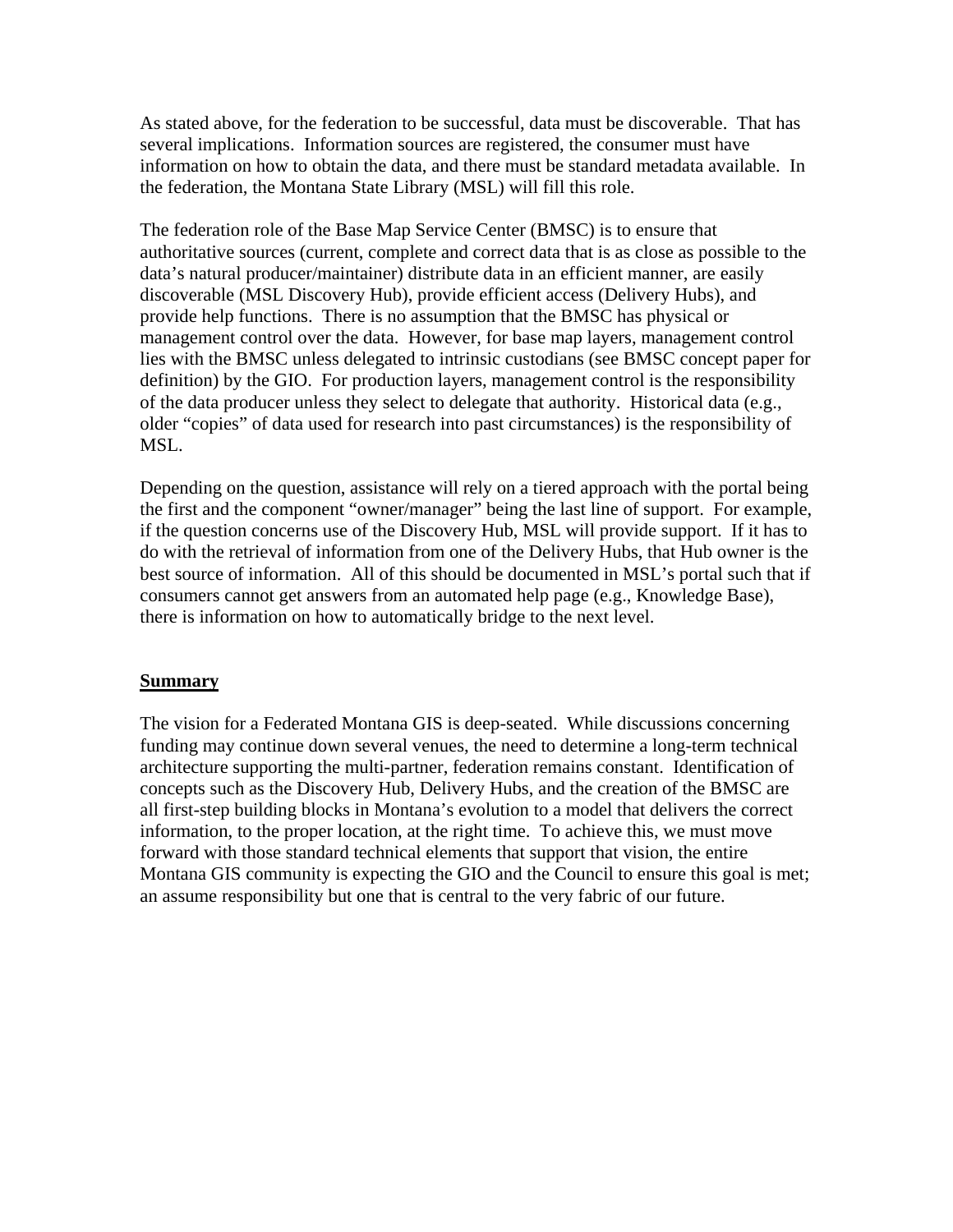As stated above, for the federation to be successful, data must be discoverable. That has several implications. Information sources are registered, the consumer must have information on how to obtain the data, and there must be standard metadata available. In the federation, the Montana State Library (MSL) will fill this role.

The federation role of the Base Map Service Center (BMSC) is to ensure that authoritative sources (current, complete and correct data that is as close as possible to the data's natural producer/maintainer) distribute data in an efficient manner, are easily discoverable (MSL Discovery Hub), provide efficient access (Delivery Hubs), and provide help functions. There is no assumption that the BMSC has physical or management control over the data. However, for base map layers, management control lies with the BMSC unless delegated to intrinsic custodians (see BMSC concept paper for definition) by the GIO. For production layers, management control is the responsibility of the data producer unless they select to delegate that authority. Historical data (e.g., older "copies" of data used for research into past circumstances) is the responsibility of MSL.

Depending on the question, assistance will rely on a tiered approach with the portal being the first and the component "owner/manager" being the last line of support. For example, if the question concerns use of the Discovery Hub, MSL will provide support. If it has to do with the retrieval of information from one of the Delivery Hubs, that Hub owner is the best source of information. All of this should be documented in MSL's portal such that if consumers cannot get answers from an automated help page (e.g., Knowledge Base), there is information on how to automatically bridge to the next level.

## Summary

The vision for a Federated Montana GIS is deep-seated. While discussions concerning funding may continue down several venues, the need to determine a long-term technical architecture supporting the multi-partner, federation remains constant. Identification of concepts such as the Discovery Hub, Delivery Hubs, and the creation of the BMSC are all first-step building blocks in Montana's evolution to a model that delivers the correct information, to the proper location, at the right time. To achieve this, we must move forward with those standard technical elements that support that vision, the entire Montana GIS community is expecting the GIO and the Council to ensure this goal is met; an assume responsibility but one that is central to the very fabric of our future.